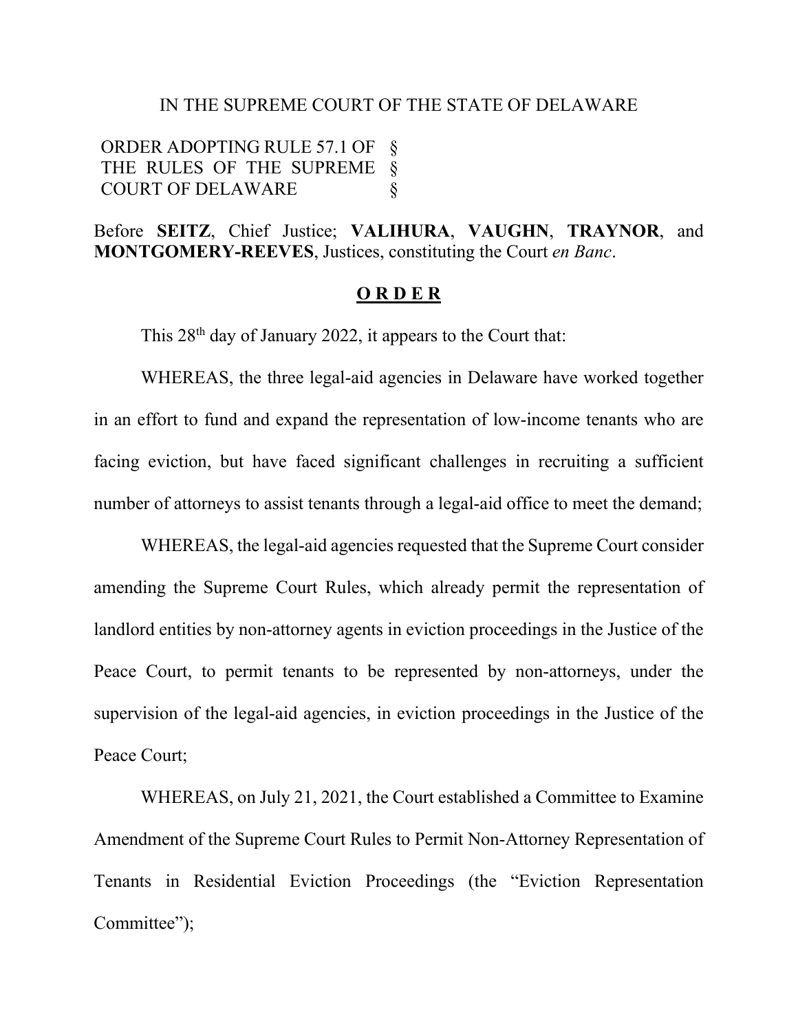IN THE SUPREME COURT OF THE STATE OF DELAWARE

ORDER ADOPTING RULE 57.1 OF §
THE RULES OF THE SUPREME §
COURT OF DELAWARE §

Before **SEITZ**, Chief Justice; **VALIHURA**, **VAUGHN**, **TRAYNOR**, and **MONTGOMERY-REEVES**, Justices, constituting the Court *en Banc*.

## **O R D E R**

This 28th day of January 2022, it appears to the Court that:

WHEREAS, the three legal-aid agencies in Delaware have worked together in an effort to fund and expand the representation of low-income tenants who are facing eviction, but have faced significant challenges in recruiting a sufficient number of attorneys to assist tenants through a legal-aid office to meet the demand;

WHEREAS, the legal-aid agencies requested that the Supreme Court consider amending the Supreme Court Rules, which already permit the representation of landlord entities by non-attorney agents in eviction proceedings in the Justice of the Peace Court, to permit tenants to be represented by non-attorneys, under the supervision of the legal-aid agencies, in eviction proceedings in the Justice of the Peace Court;

WHEREAS, on July 21, 2021, the Court established a Committee to Examine Amendment of the Supreme Court Rules to Permit Non-Attorney Representation of Tenants in Residential Eviction Proceedings (the "Eviction Representation Committee");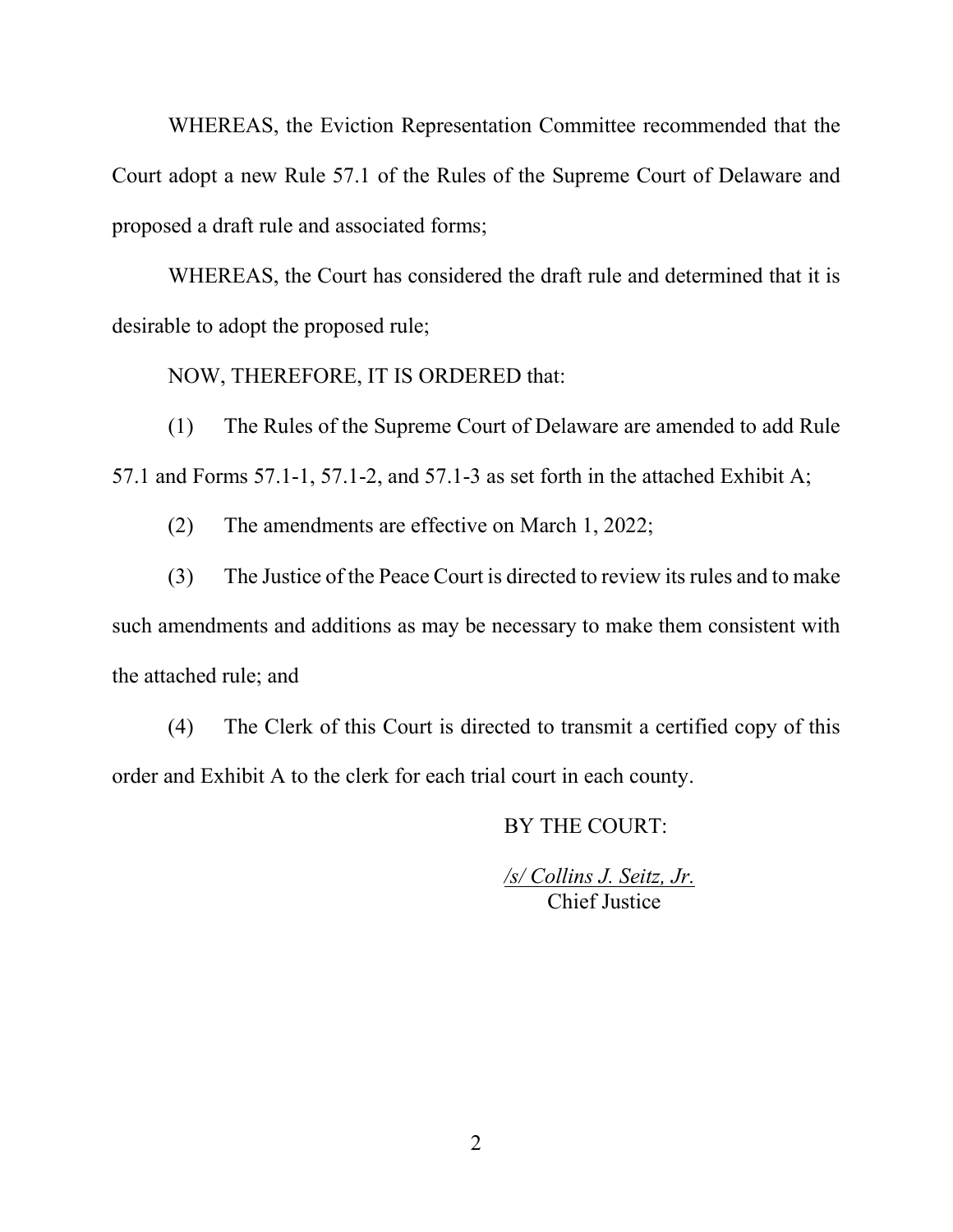WHEREAS, the Eviction Representation Committee recommended that the Court adopt a new Rule 57.1 of the Rules of the Supreme Court of Delaware and proposed a draft rule and associated forms;

WHEREAS, the Court has considered the draft rule and determined that it is desirable to adopt the proposed rule;

NOW, THEREFORE, IT IS ORDERED that:

(1) The Rules of the Supreme Court of Delaware are amended to add Rule 57.1 and Forms 57.1-1, 57.1-2, and 57.1-3 as set forth in the attached Exhibit A;

(2) The amendments are effective on March 1, 2022;

(3) The Justice of the Peace Court is directed to review its rules and to make such amendments and additions as may be necessary to make them consistent with the attached rule; and

(4) The Clerk of this Court is directed to transmit a certified copy of this order and Exhibit A to the clerk for each trial court in each county.

BY THE COURT:

*/s/ Collins J. Seitz, Jr.*
Chief Justice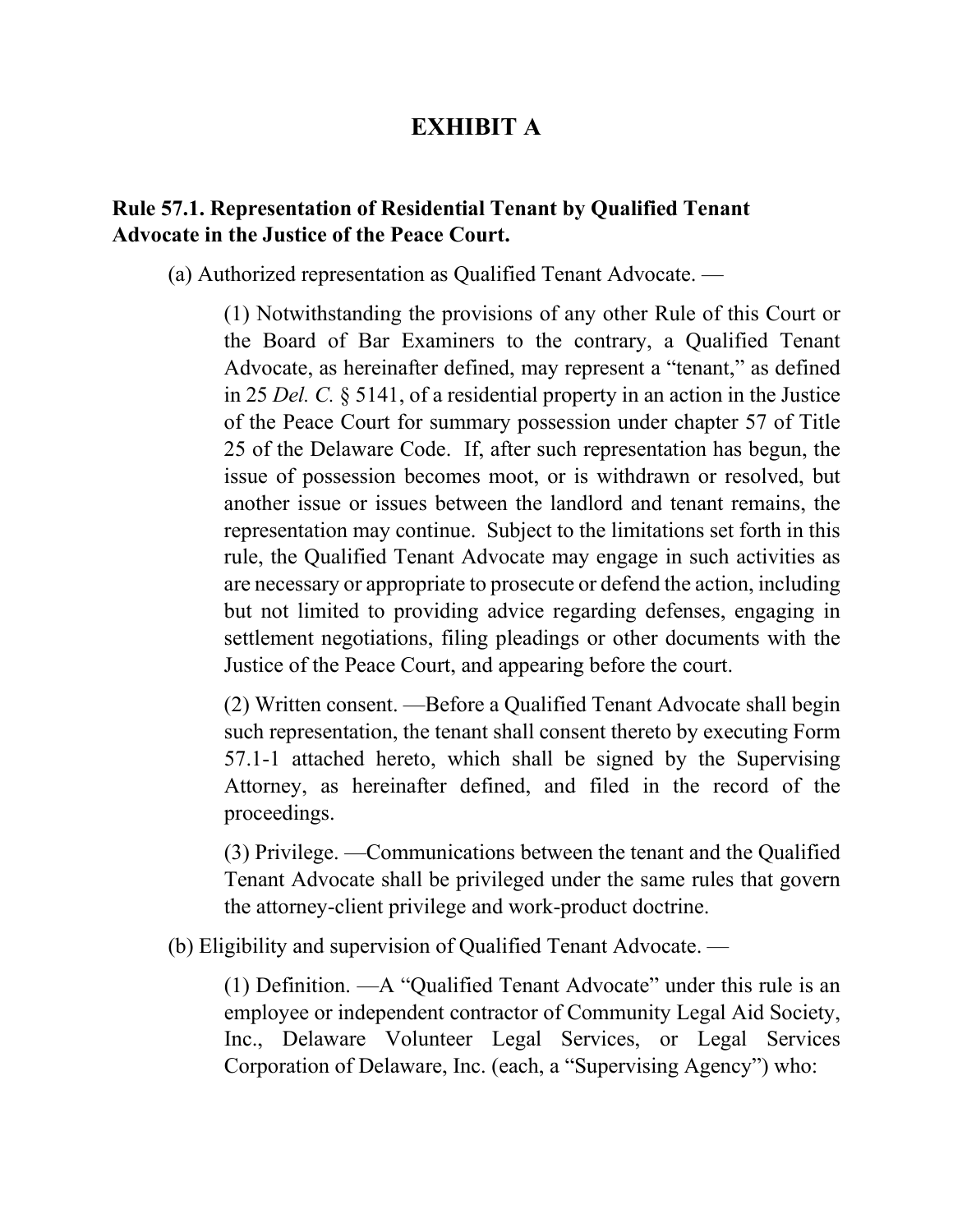# EXHIBIT A

**Rule 57.1. Representation of Residential Tenant by Qualified Tenant Advocate in the Justice of the Peace Court.**

(a) Authorized representation as Qualified Tenant Advocate. —

(1) Notwithstanding the provisions of any other Rule of this Court or the Board of Bar Examiners to the contrary, a Qualified Tenant Advocate, as hereinafter defined, may represent a "tenant," as defined in 25 *Del. C.* § 5141, of a residential property in an action in the Justice of the Peace Court for summary possession under chapter 57 of Title 25 of the Delaware Code. If, after such representation has begun, the issue of possession becomes moot, or is withdrawn or resolved, but another issue or issues between the landlord and tenant remains, the representation may continue. Subject to the limitations set forth in this rule, the Qualified Tenant Advocate may engage in such activities as are necessary or appropriate to prosecute or defend the action, including but not limited to providing advice regarding defenses, engaging in settlement negotiations, filing pleadings or other documents with the Justice of the Peace Court, and appearing before the court.

(2) Written consent. —Before a Qualified Tenant Advocate shall begin such representation, the tenant shall consent thereto by executing Form 57.1-1 attached hereto, which shall be signed by the Supervising Attorney, as hereinafter defined, and filed in the record of the proceedings.

(3) Privilege. —Communications between the tenant and the Qualified Tenant Advocate shall be privileged under the same rules that govern the attorney-client privilege and work-product doctrine.

(b) Eligibility and supervision of Qualified Tenant Advocate. —

(1) Definition. —A "Qualified Tenant Advocate" under this rule is an employee or independent contractor of Community Legal Aid Society, Inc., Delaware Volunteer Legal Services, or Legal Services Corporation of Delaware, Inc. (each, a "Supervising Agency") who: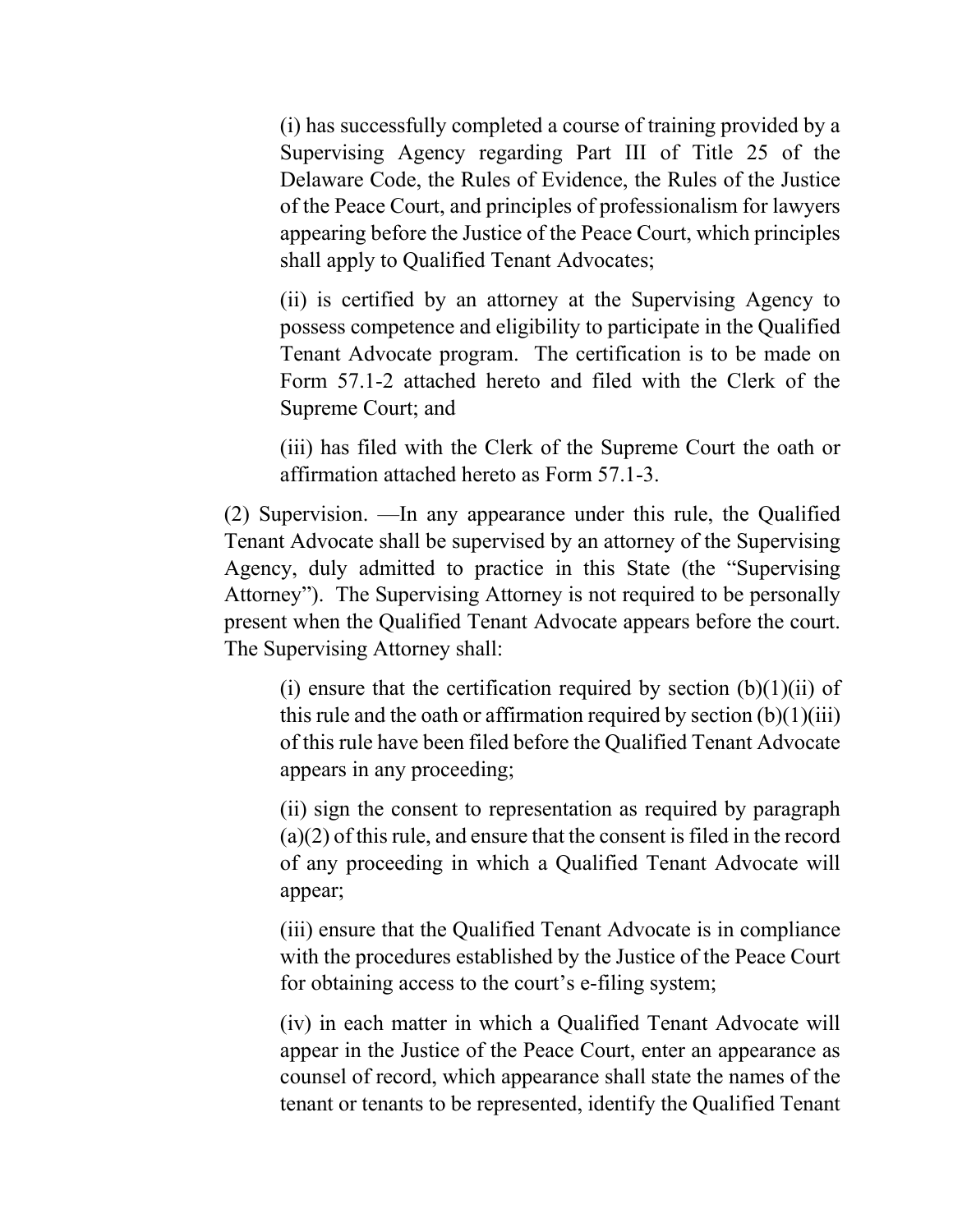(i) has successfully completed a course of training provided by a Supervising Agency regarding Part III of Title 25 of the Delaware Code, the Rules of Evidence, the Rules of the Justice of the Peace Court, and principles of professionalism for lawyers appearing before the Justice of the Peace Court, which principles shall apply to Qualified Tenant Advocates;

(ii) is certified by an attorney at the Supervising Agency to possess competence and eligibility to participate in the Qualified Tenant Advocate program. The certification is to be made on Form 57.1-2 attached hereto and filed with the Clerk of the Supreme Court; and

(iii) has filed with the Clerk of the Supreme Court the oath or affirmation attached hereto as Form 57.1-3.

(2) Supervision. —In any appearance under this rule, the Qualified Tenant Advocate shall be supervised by an attorney of the Supervising Agency, duly admitted to practice in this State (the "Supervising Attorney"). The Supervising Attorney is not required to be personally present when the Qualified Tenant Advocate appears before the court. The Supervising Attorney shall:

(i) ensure that the certification required by section (b)(1)(ii) of this rule and the oath or affirmation required by section (b)(1)(iii) of this rule have been filed before the Qualified Tenant Advocate appears in any proceeding;

(ii) sign the consent to representation as required by paragraph (a)(2) of this rule, and ensure that the consent is filed in the record of any proceeding in which a Qualified Tenant Advocate will appear;

(iii) ensure that the Qualified Tenant Advocate is in compliance with the procedures established by the Justice of the Peace Court for obtaining access to the court's e-filing system;

(iv) in each matter in which a Qualified Tenant Advocate will appear in the Justice of the Peace Court, enter an appearance as counsel of record, which appearance shall state the names of the tenant or tenants to be represented, identify the Qualified Tenant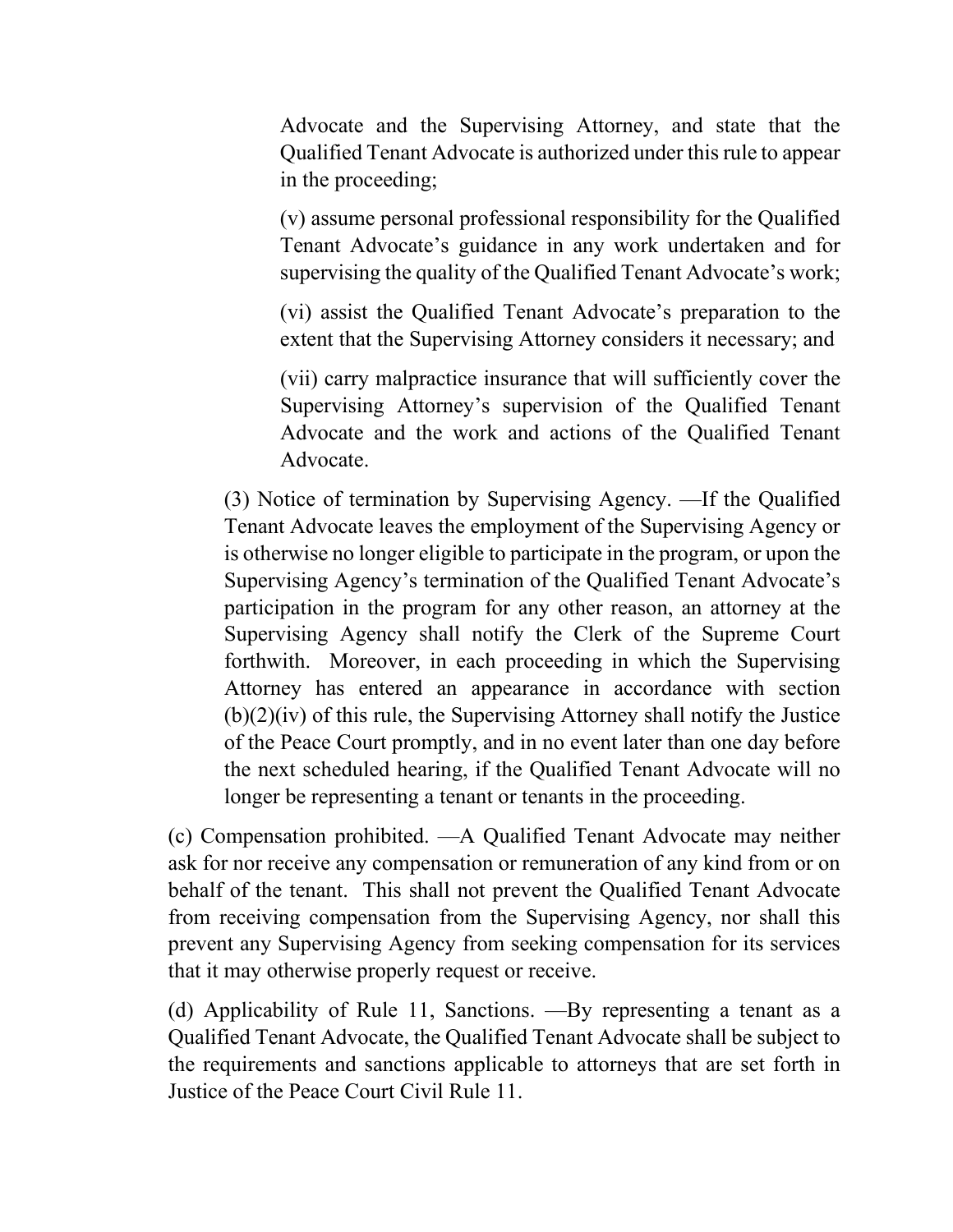Advocate and the Supervising Attorney, and state that the Qualified Tenant Advocate is authorized under this rule to appear in the proceeding;

(v) assume personal professional responsibility for the Qualified Tenant Advocate's guidance in any work undertaken and for supervising the quality of the Qualified Tenant Advocate's work;

(vi) assist the Qualified Tenant Advocate's preparation to the extent that the Supervising Attorney considers it necessary; and

(vii) carry malpractice insurance that will sufficiently cover the Supervising Attorney's supervision of the Qualified Tenant Advocate and the work and actions of the Qualified Tenant Advocate.

(3) Notice of termination by Supervising Agency. —If the Qualified Tenant Advocate leaves the employment of the Supervising Agency or is otherwise no longer eligible to participate in the program, or upon the Supervising Agency's termination of the Qualified Tenant Advocate's participation in the program for any other reason, an attorney at the Supervising Agency shall notify the Clerk of the Supreme Court forthwith. Moreover, in each proceeding in which the Supervising Attorney has entered an appearance in accordance with section (b)(2)(iv) of this rule, the Supervising Attorney shall notify the Justice of the Peace Court promptly, and in no event later than one day before the next scheduled hearing, if the Qualified Tenant Advocate will no longer be representing a tenant or tenants in the proceeding.

(c) Compensation prohibited. —A Qualified Tenant Advocate may neither ask for nor receive any compensation or remuneration of any kind from or on behalf of the tenant. This shall not prevent the Qualified Tenant Advocate from receiving compensation from the Supervising Agency, nor shall this prevent any Supervising Agency from seeking compensation for its services that it may otherwise properly request or receive.

(d) Applicability of Rule 11, Sanctions. —By representing a tenant as a Qualified Tenant Advocate, the Qualified Tenant Advocate shall be subject to the requirements and sanctions applicable to attorneys that are set forth in Justice of the Peace Court Civil Rule 11.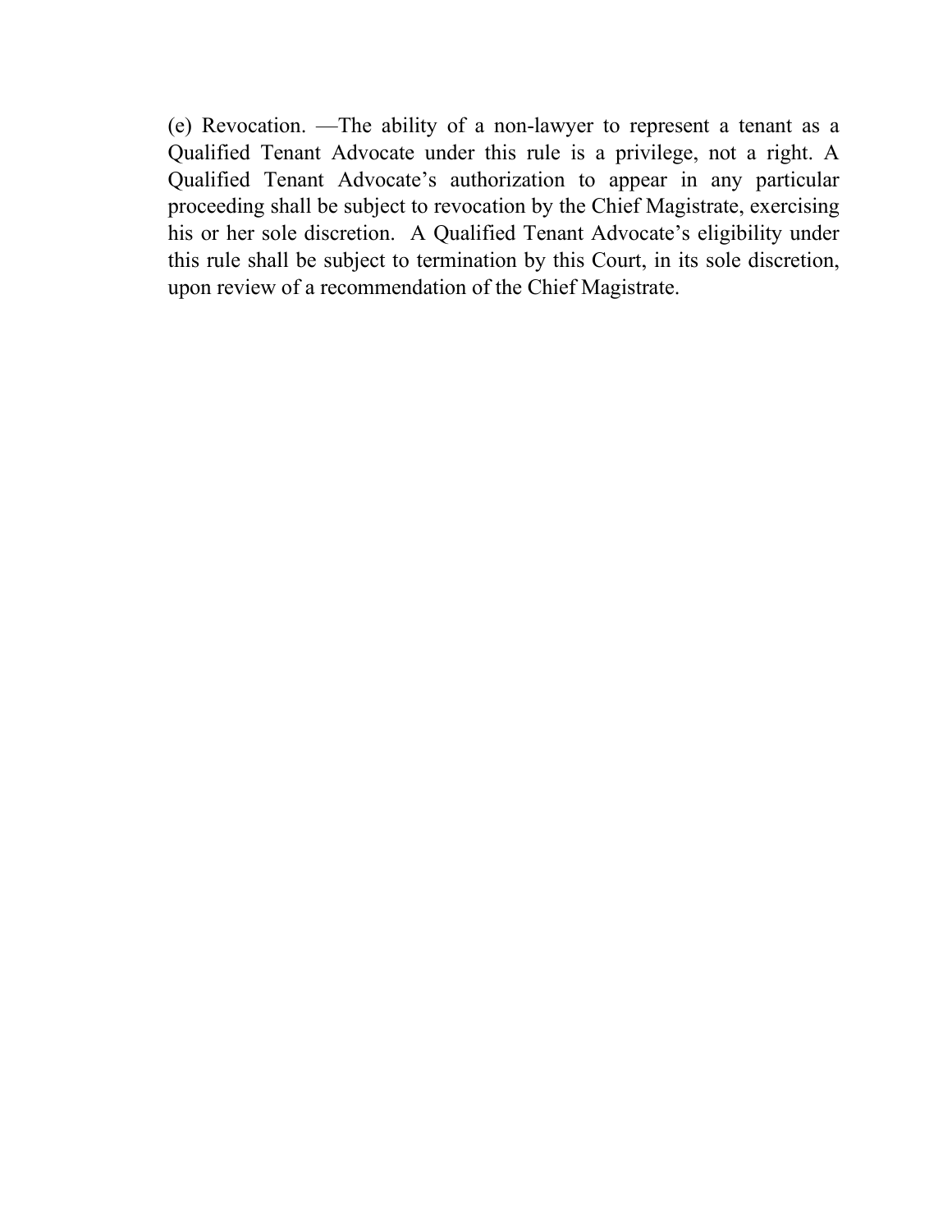(e) Revocation. —The ability of a non-lawyer to represent a tenant as a Qualified Tenant Advocate under this rule is a privilege, not a right. A Qualified Tenant Advocate's authorization to appear in any particular proceeding shall be subject to revocation by the Chief Magistrate, exercising his or her sole discretion. A Qualified Tenant Advocate's eligibility under this rule shall be subject to termination by this Court, in its sole discretion, upon review of a recommendation of the Chief Magistrate.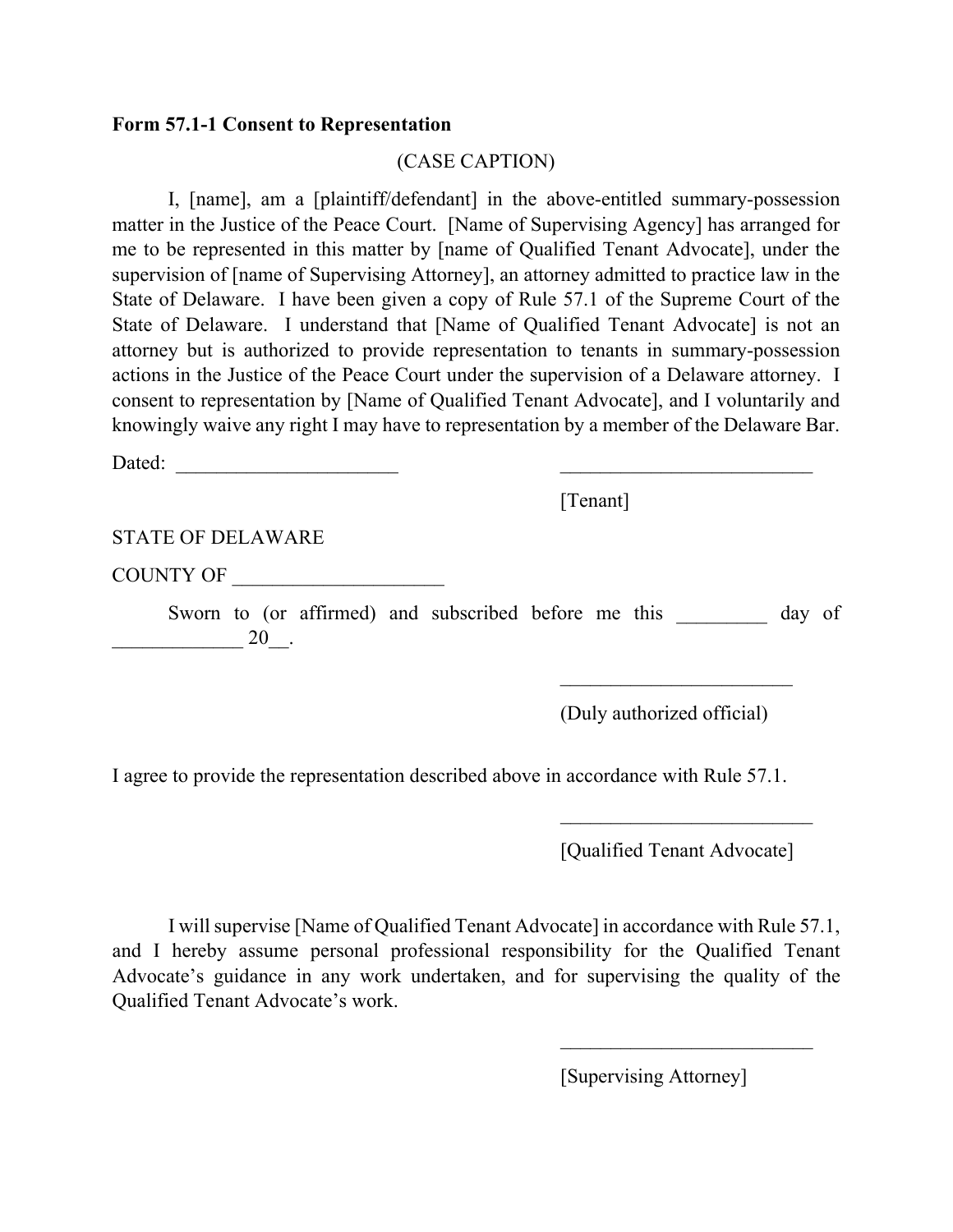**Form 57.1-1 Consent to Representation**

(CASE CAPTION)

I, [name], am a [plaintiff/defendant] in the above-entitled summary-possession matter in the Justice of the Peace Court. [Name of Supervising Agency] has arranged for me to be represented in this matter by [name of Qualified Tenant Advocate], under the supervision of [name of Supervising Attorney], an attorney admitted to practice law in the State of Delaware. I have been given a copy of Rule 57.1 of the Supreme Court of the State of Delaware. I understand that [Name of Qualified Tenant Advocate] is not an attorney but is authorized to provide representation to tenants in summary-possession actions in the Justice of the Peace Court under the supervision of a Delaware attorney. I consent to representation by [Name of Qualified Tenant Advocate], and I voluntarily and knowingly waive any right I may have to representation by a member of the Delaware Bar.

Dated: ______________________ _________________________

[Tenant]

STATE OF DELAWARE

COUNTY OF ____________________

Sworn to (or affirmed) and subscribed before me this _________ day of _____________ 20__.

_______________________

(Duly authorized official)

I agree to provide the representation described above in accordance with Rule 57.1.

_________________________

[Qualified Tenant Advocate]

I will supervise [Name of Qualified Tenant Advocate] in accordance with Rule 57.1, and I hereby assume personal professional responsibility for the Qualified Tenant Advocate's guidance in any work undertaken, and for supervising the quality of the Qualified Tenant Advocate's work.

_________________________

[Supervising Attorney]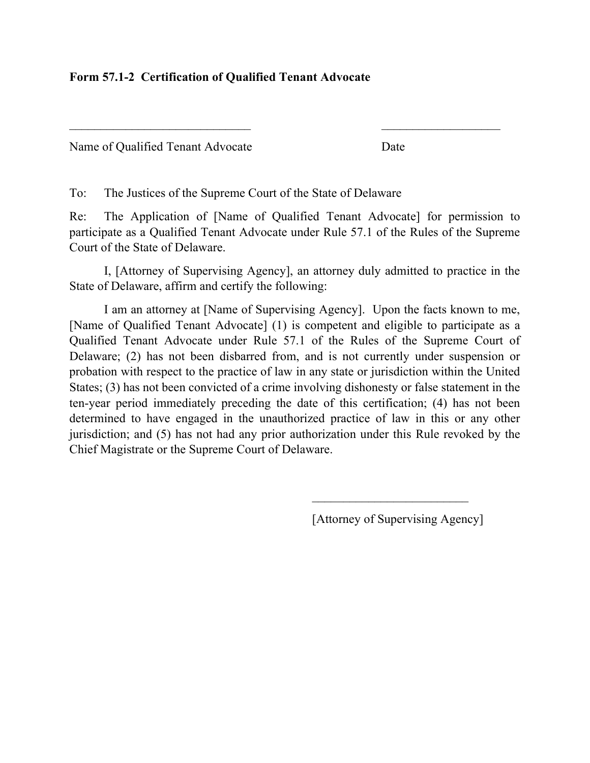**Form 57.1-2 Certification of Qualified Tenant Advocate**

______________________________ ____________________

Name of Qualified Tenant Advocate Date

To: The Justices of the Supreme Court of the State of Delaware

Re: The Application of [Name of Qualified Tenant Advocate] for permission to participate as a Qualified Tenant Advocate under Rule 57.1 of the Rules of the Supreme Court of the State of Delaware.

I, [Attorney of Supervising Agency], an attorney duly admitted to practice in the State of Delaware, affirm and certify the following:

I am an attorney at [Name of Supervising Agency]. Upon the facts known to me, [Name of Qualified Tenant Advocate] (1) is competent and eligible to participate as a Qualified Tenant Advocate under Rule 57.1 of the Rules of the Supreme Court of Delaware; (2) has not been disbarred from, and is not currently under suspension or probation with respect to the practice of law in any state or jurisdiction within the United States; (3) has not been convicted of a crime involving dishonesty or false statement in the ten-year period immediately preceding the date of this certification; (4) has not been determined to have engaged in the unauthorized practice of law in this or any other jurisdiction; and (5) has not had any prior authorization under this Rule revoked by the Chief Magistrate or the Supreme Court of Delaware.

__________________________

[Attorney of Supervising Agency]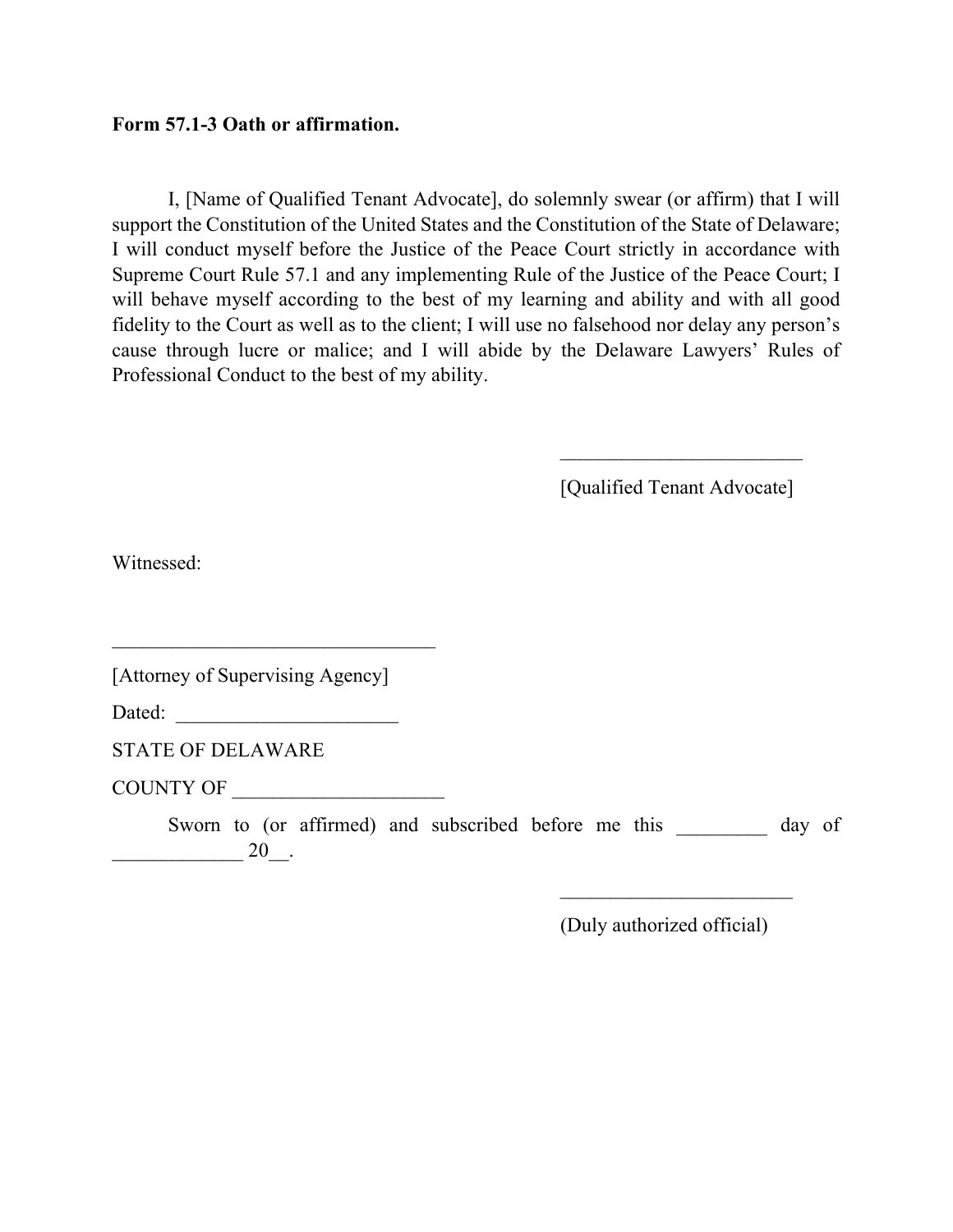**Form 57.1-3 Oath or affirmation.**

I, [Name of Qualified Tenant Advocate], do solemnly swear (or affirm) that I will support the Constitution of the United States and the Constitution of the State of Delaware; I will conduct myself before the Justice of the Peace Court strictly in accordance with Supreme Court Rule 57.1 and any implementing Rule of the Justice of the Peace Court; I will behave myself according to the best of my learning and ability and with all good fidelity to the Court as well as to the client; I will use no falsehood nor delay any person's cause through lucre or malice; and I will abide by the Delaware Lawyers' Rules of Professional Conduct to the best of my ability.

________________________

[Qualified Tenant Advocate]

Witnessed:

________________________________

[Attorney of Supervising Agency]

Dated: ______________________

STATE OF DELAWARE

COUNTY OF ____________________

Sworn to (or affirmed) and subscribed before me this _________ day of _____________ 20__.

_______________________

(Duly authorized official)